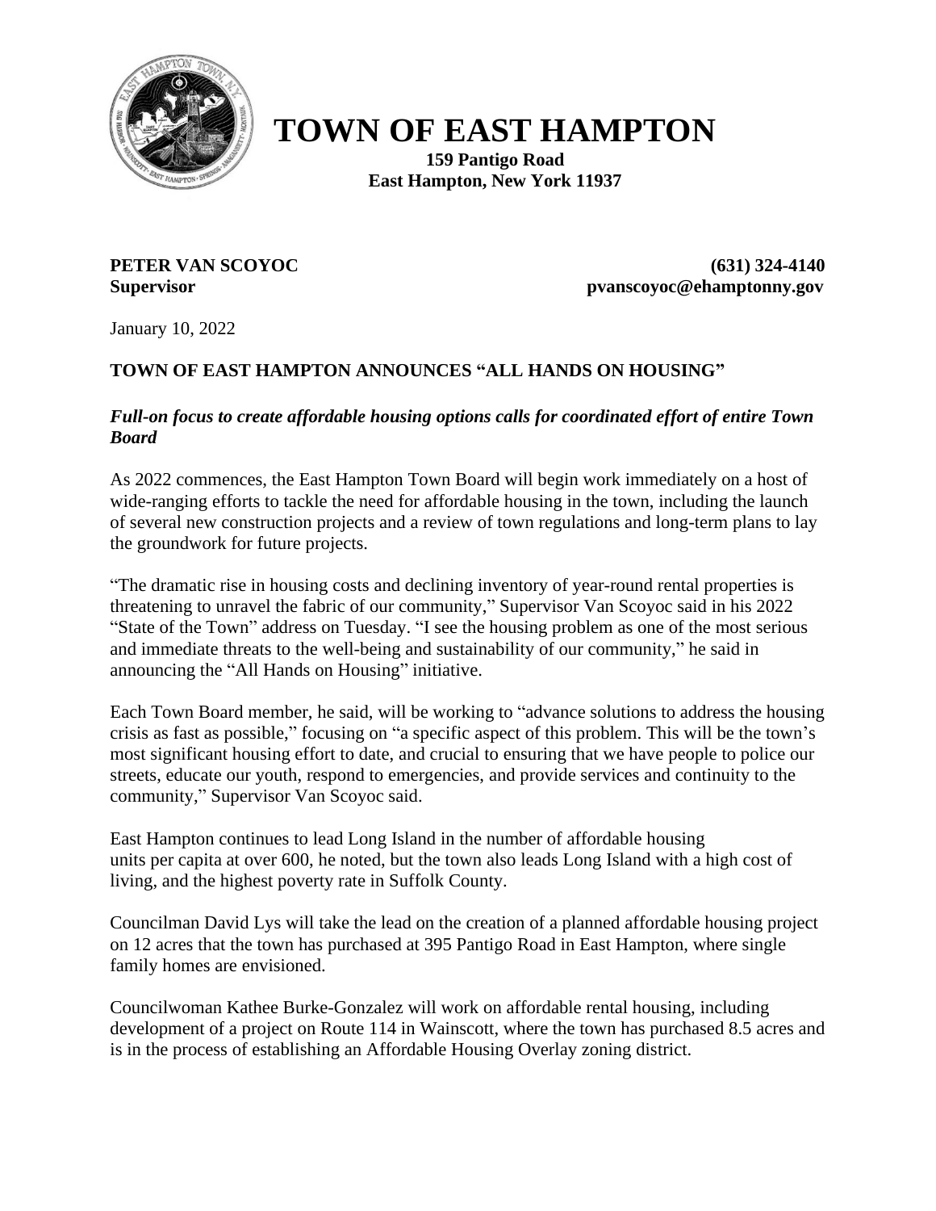# TOWN OF EAST HAMPTON

**159 Pantigo Road**
**East Hampton, New York 11937**

**PETER VAN SCOYOC** **(631) 324-4140**
**Supervisor** **pvanscoyoc@ehamptonny.gov**

January 10, 2022

## TOWN OF EAST HAMPTON ANNOUNCES "ALL HANDS ON HOUSING"

***Full-on focus to create affordable housing options calls for coordinated effort of entire Town Board***

As 2022 commences, the East Hampton Town Board will begin work immediately on a host of wide-ranging efforts to tackle the need for affordable housing in the town, including the launch of several new construction projects and a review of town regulations and long-term plans to lay the groundwork for future projects.

"The dramatic rise in housing costs and declining inventory of year-round rental properties is threatening to unravel the fabric of our community," Supervisor Van Scoyoc said in his 2022 "State of the Town" address on Tuesday. "I see the housing problem as one of the most serious and immediate threats to the well-being and sustainability of our community," he said in announcing the "All Hands on Housing" initiative.

Each Town Board member, he said, will be working to "advance solutions to address the housing crisis as fast as possible," focusing on "a specific aspect of this problem. This will be the town's most significant housing effort to date, and crucial to ensuring that we have people to police our streets, educate our youth, respond to emergencies, and provide services and continuity to the community," Supervisor Van Scoyoc said.

East Hampton continues to lead Long Island in the number of affordable housing units per capita at over 600, he noted, but the town also leads Long Island with a high cost of living, and the highest poverty rate in Suffolk County.

Councilman David Lys will take the lead on the creation of a planned affordable housing project on 12 acres that the town has purchased at 395 Pantigo Road in East Hampton, where single family homes are envisioned.

Councilwoman Kathee Burke-Gonzalez will work on affordable rental housing, including development of a project on Route 114 in Wainscott, where the town has purchased 8.5 acres and is in the process of establishing an Affordable Housing Overlay zoning district.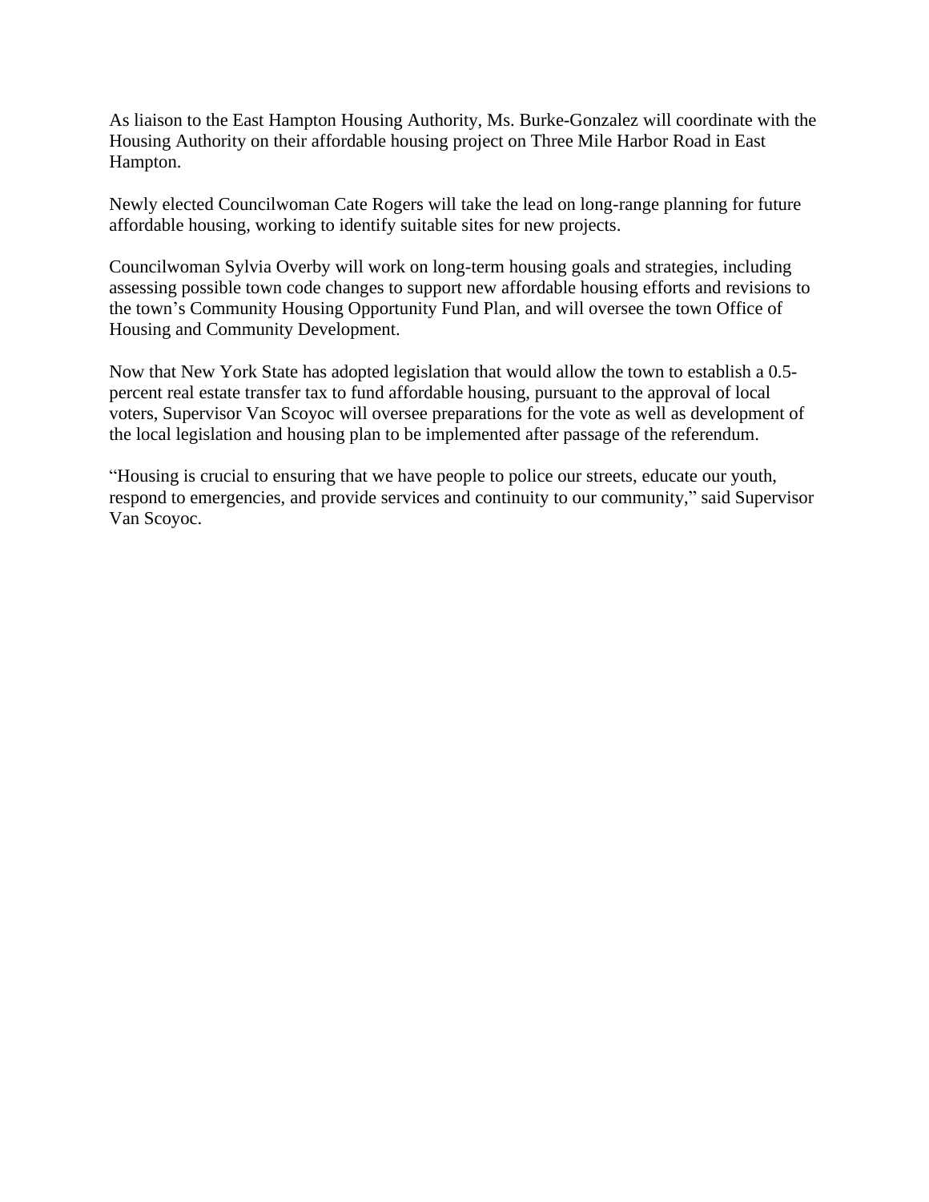As liaison to the East Hampton Housing Authority, Ms. Burke-Gonzalez will coordinate with the Housing Authority on their affordable housing project on Three Mile Harbor Road in East Hampton.

Newly elected Councilwoman Cate Rogers will take the lead on long-range planning for future affordable housing, working to identify suitable sites for new projects.

Councilwoman Sylvia Overby will work on long-term housing goals and strategies, including assessing possible town code changes to support new affordable housing efforts and revisions to the town's Community Housing Opportunity Fund Plan, and will oversee the town Office of Housing and Community Development.

Now that New York State has adopted legislation that would allow the town to establish a 0.5-percent real estate transfer tax to fund affordable housing, pursuant to the approval of local voters, Supervisor Van Scoyoc will oversee preparations for the vote as well as development of the local legislation and housing plan to be implemented after passage of the referendum.

"Housing is crucial to ensuring that we have people to police our streets, educate our youth, respond to emergencies, and provide services and continuity to our community," said Supervisor Van Scoyoc.